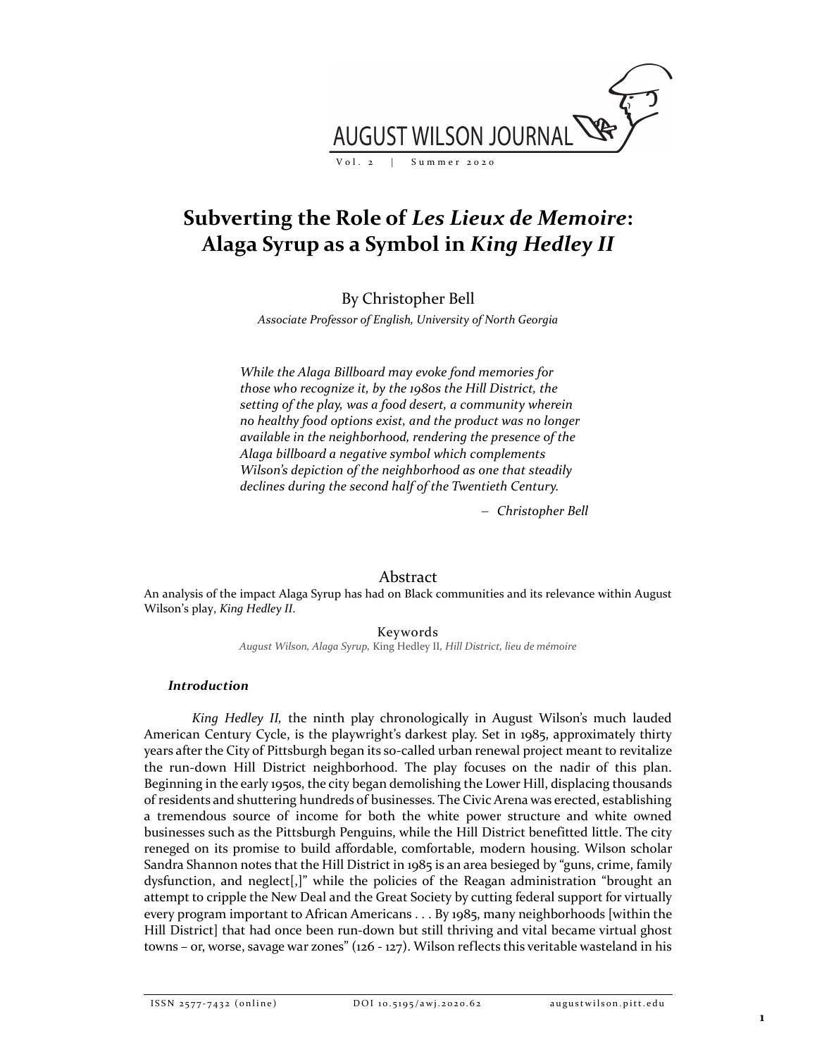# Subverting the Role of *Les Lieux de Memoire*: Alaga Syrup as a Symbol in *King Hedley II*

By Christopher Bell

*Associate Professor of English, University of North Georgia*

> *While the Alaga Billboard may evoke fond memories for those who recognize it, by the 1980s the Hill District, the setting of the play, was a food desert, a community wherein no healthy food options exist, and the product was no longer available in the neighborhood, rendering the presence of the Alaga billboard a negative symbol which complements Wilson's depiction of the neighborhood as one that steadily declines during the second half of the Twentieth Century.*
>
> – *Christopher Bell*

## Abstract

An analysis of the impact Alaga Syrup has had on Black communities and its relevance within August Wilson's play, *King Hedley II*.

### Keywords

*August Wilson, Alaga Syrup,* King Hedley II, *Hill District, lieu de mémoire*

### *Introduction*

*King Hedley II,* the ninth play chronologically in August Wilson's much lauded American Century Cycle, is the playwright's darkest play. Set in 1985, approximately thirty years after the City of Pittsburgh began its so-called urban renewal project meant to revitalize the run-down Hill District neighborhood. The play focuses on the nadir of this plan. Beginning in the early 1950s, the city began demolishing the Lower Hill, displacing thousands of residents and shuttering hundreds of businesses. The Civic Arena was erected, establishing a tremendous source of income for both the white power structure and white owned businesses such as the Pittsburgh Penguins, while the Hill District benefitted little. The city reneged on its promise to build affordable, comfortable, modern housing. Wilson scholar Sandra Shannon notes that the Hill District in 1985 is an area besieged by "guns, crime, family dysfunction, and neglect[,]" while the policies of the Reagan administration "brought an attempt to cripple the New Deal and the Great Society by cutting federal support for virtually every program important to African Americans . . . By 1985, many neighborhoods [within the Hill District] that had once been run-down but still thriving and vital became virtual ghost towns – or, worse, savage war zones" (126 - 127). Wilson reflects this veritable wasteland in his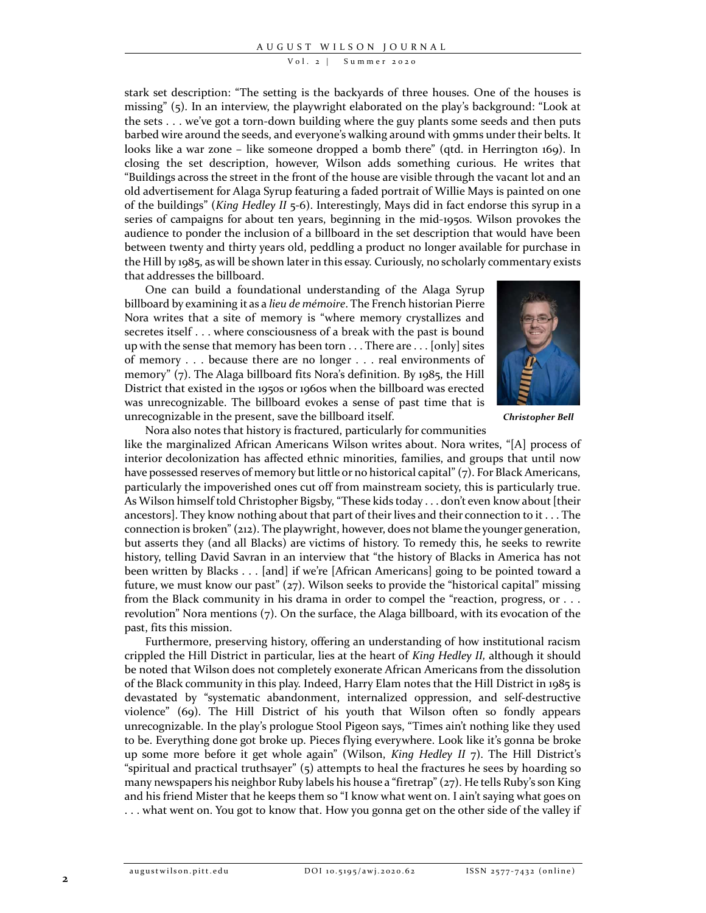stark set description: "The setting is the backyards of three houses. One of the houses is missing" (5). In an interview, the playwright elaborated on the play's background: "Look at the sets . . . we've got a torn-down building where the guy plants some seeds and then puts barbed wire around the seeds, and everyone's walking around with 9mms under their belts. It looks like a war zone – like someone dropped a bomb there" (qtd. in Herrington 169). In closing the set description, however, Wilson adds something curious. He writes that "Buildings across the street in the front of the house are visible through the vacant lot and an old advertisement for Alaga Syrup featuring a faded portrait of Willie Mays is painted on one of the buildings" (*King Hedley II* 5-6). Interestingly, Mays did in fact endorse this syrup in a series of campaigns for about ten years, beginning in the mid-1950s. Wilson provokes the audience to ponder the inclusion of a billboard in the set description that would have been between twenty and thirty years old, peddling a product no longer available for purchase in the Hill by 1985, as will be shown later in this essay. Curiously, no scholarly commentary exists that addresses the billboard.

One can build a foundational understanding of the Alaga Syrup billboard by examining it as a *lieu de mémoire*. The French historian Pierre Nora writes that a site of memory is "where memory crystallizes and secretes itself . . . where consciousness of a break with the past is bound up with the sense that memory has been torn . . . There are . . . [only] sites of memory . . . because there are no longer . . . real environments of memory" (7). The Alaga billboard fits Nora's definition. By 1985, the Hill District that existed in the 1950s or 1960s when the billboard was erected was unrecognizable. The billboard evokes a sense of past time that is unrecognizable in the present, save the billboard itself.

***Christopher Bell***

Nora also notes that history is fractured, particularly for communities like the marginalized African Americans Wilson writes about. Nora writes, "[A] process of interior decolonization has affected ethnic minorities, families, and groups that until now have possessed reserves of memory but little or no historical capital" (7). For Black Americans, particularly the impoverished ones cut off from mainstream society, this is particularly true. As Wilson himself told Christopher Bigsby, "These kids today . . . don't even know about [their ancestors]. They know nothing about that part of their lives and their connection to it . . . The connection is broken" (212). The playwright, however, does not blame the younger generation, but asserts they (and all Blacks) are victims of history. To remedy this, he seeks to rewrite history, telling David Savran in an interview that "the history of Blacks in America has not been written by Blacks . . . [and] if we're [African Americans] going to be pointed toward a future, we must know our past" (27). Wilson seeks to provide the "historical capital" missing from the Black community in his drama in order to compel the "reaction, progress, or . . . revolution" Nora mentions (7). On the surface, the Alaga billboard, with its evocation of the past, fits this mission.

Furthermore, preserving history, offering an understanding of how institutional racism crippled the Hill District in particular, lies at the heart of *King Hedley II,* although it should be noted that Wilson does not completely exonerate African Americans from the dissolution of the Black community in this play. Indeed, Harry Elam notes that the Hill District in 1985 is devastated by "systematic abandonment, internalized oppression, and self-destructive violence" (69). The Hill District of his youth that Wilson often so fondly appears unrecognizable. In the play's prologue Stool Pigeon says, "Times ain't nothing like they used to be. Everything done got broke up. Pieces flying everywhere. Look like it's gonna be broke up some more before it get whole again" (Wilson, *King Hedley II* 7). The Hill District's "spiritual and practical truthsayer" (5) attempts to heal the fractures he sees by hoarding so many newspapers his neighbor Ruby labels his house a "firetrap" (27). He tells Ruby's son King and his friend Mister that he keeps them so "I know what went on. I ain't saying what goes on . . . what went on. You got to know that. How you gonna get on the other side of the valley if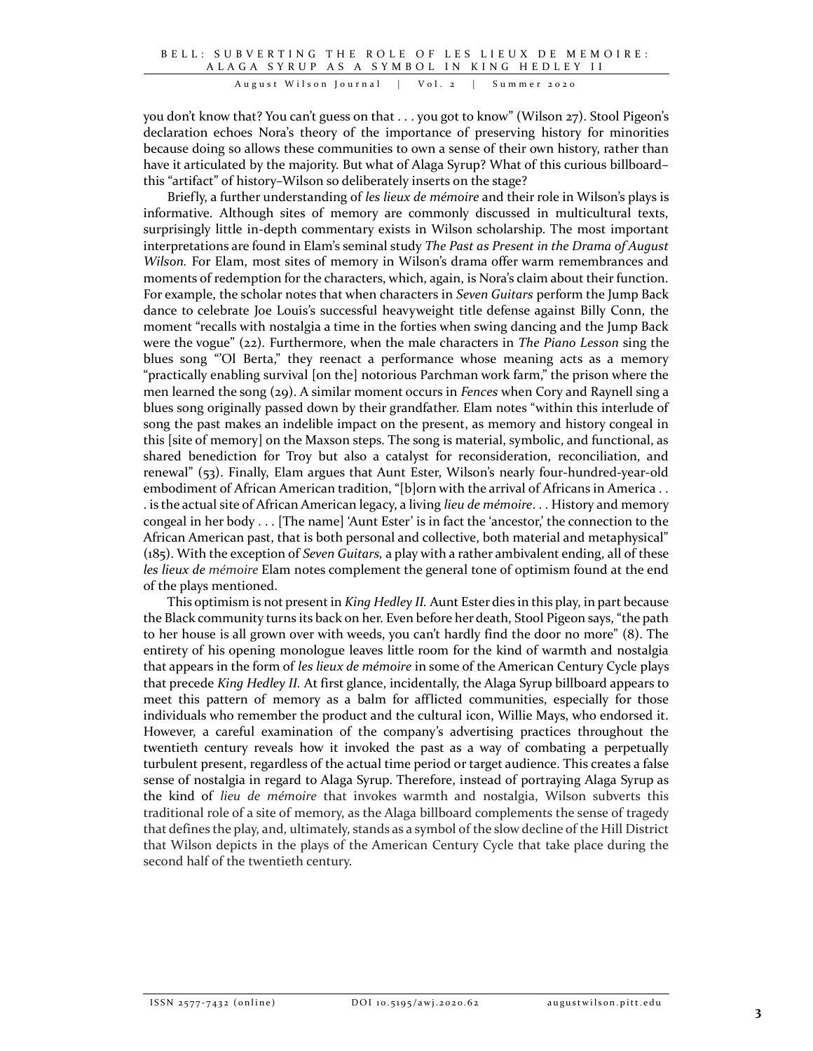you don't know that? You can't guess on that . . . you got to know" (Wilson 27). Stool Pigeon's declaration echoes Nora's theory of the importance of preserving history for minorities because doing so allows these communities to own a sense of their own history, rather than have it articulated by the majority. But what of Alaga Syrup? What of this curious billboard–this "artifact" of history–Wilson so deliberately inserts on the stage?

Briefly, a further understanding of *les lieux de mémoire* and their role in Wilson's plays is informative. Although sites of memory are commonly discussed in multicultural texts, surprisingly little in-depth commentary exists in Wilson scholarship. The most important interpretations are found in Elam's seminal study *The Past as Present in the Drama of August Wilson.* For Elam, most sites of memory in Wilson's drama offer warm remembrances and moments of redemption for the characters, which, again, is Nora's claim about their function. For example, the scholar notes that when characters in *Seven Guitars* perform the Jump Back dance to celebrate Joe Louis's successful heavyweight title defense against Billy Conn, the moment "recalls with nostalgia a time in the forties when swing dancing and the Jump Back were the vogue" (22). Furthermore, when the male characters in *The Piano Lesson* sing the blues song "'Ol Berta," they reenact a performance whose meaning acts as a memory "practically enabling survival [on the] notorious Parchman work farm," the prison where the men learned the song (29). A similar moment occurs in *Fences* when Cory and Raynell sing a blues song originally passed down by their grandfather. Elam notes "within this interlude of song the past makes an indelible impact on the present, as memory and history congeal in this [site of memory] on the Maxson steps. The song is material, symbolic, and functional, as shared benediction for Troy but also a catalyst for reconsideration, reconciliation, and renewal" (53). Finally, Elam argues that Aunt Ester, Wilson's nearly four-hundred-year-old embodiment of African American tradition, "[b]orn with the arrival of Africans in America . . . is the actual site of African American legacy, a living *lieu de mémoire*. . . History and memory congeal in her body . . . [The name] 'Aunt Ester' is in fact the 'ancestor,' the connection to the African American past, that is both personal and collective, both material and metaphysical" (185). With the exception of *Seven Guitars,* a play with a rather ambivalent ending, all of these *les lieux de mémoire* Elam notes complement the general tone of optimism found at the end of the plays mentioned.

This optimism is not present in *King Hedley II.* Aunt Ester dies in this play, in part because the Black community turns its back on her. Even before her death, Stool Pigeon says, "the path to her house is all grown over with weeds, you can't hardly find the door no more" (8). The entirety of his opening monologue leaves little room for the kind of warmth and nostalgia that appears in the form of *les lieux de mémoire* in some of the American Century Cycle plays that precede *King Hedley II.* At first glance, incidentally, the Alaga Syrup billboard appears to meet this pattern of memory as a balm for afflicted communities, especially for those individuals who remember the product and the cultural icon, Willie Mays, who endorsed it. However, a careful examination of the company's advertising practices throughout the twentieth century reveals how it invoked the past as a way of combating a perpetually turbulent present, regardless of the actual time period or target audience. This creates a false sense of nostalgia in regard to Alaga Syrup. Therefore, instead of portraying Alaga Syrup as the kind of *lieu de mémoire* that invokes warmth and nostalgia, Wilson subverts this traditional role of a site of memory, as the Alaga billboard complements the sense of tragedy that defines the play, and, ultimately, stands as a symbol of the slow decline of the Hill District that Wilson depicts in the plays of the American Century Cycle that take place during the second half of the twentieth century.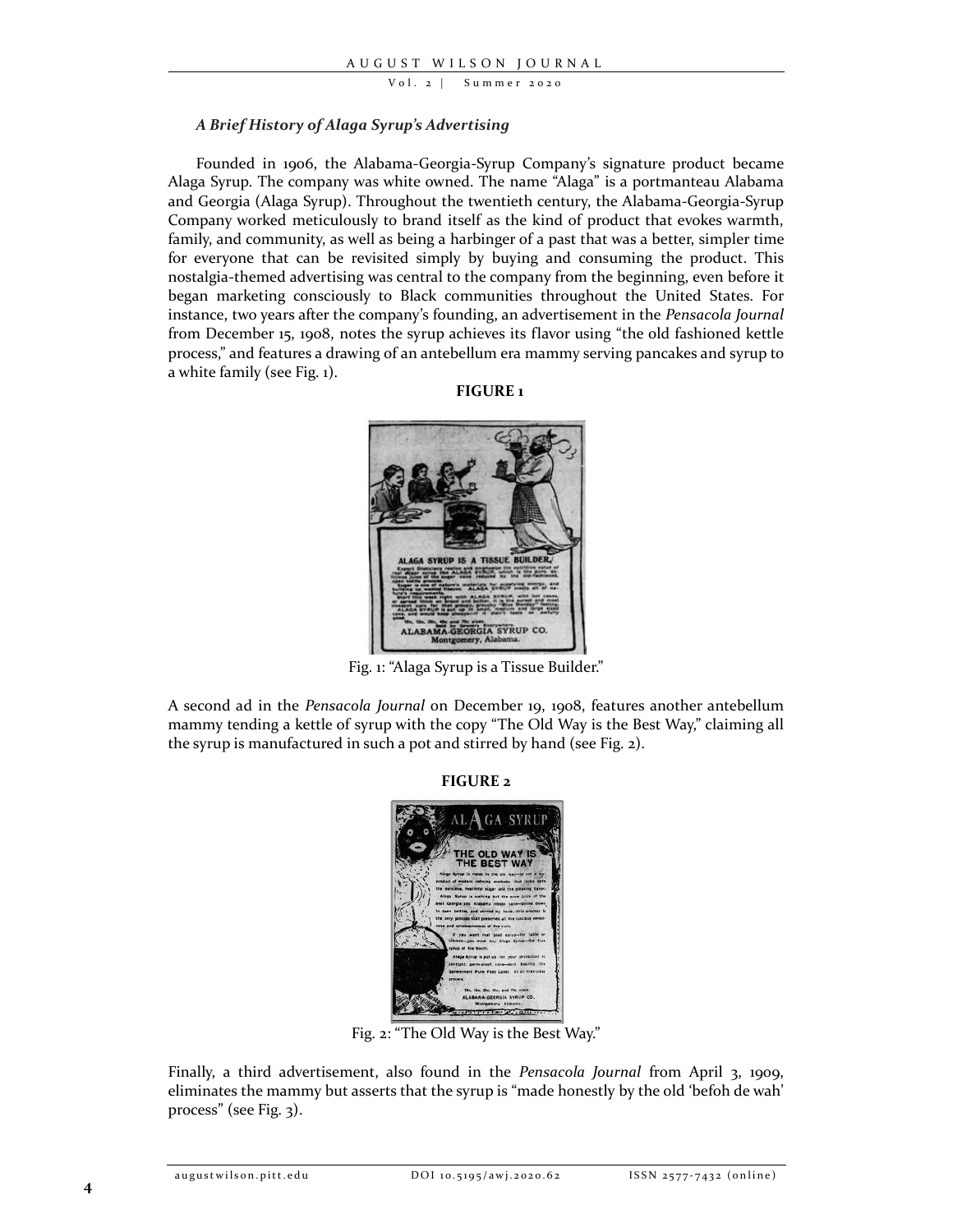### *A Brief History of Alaga Syrup's Advertising*

Founded in 1906, the Alabama-Georgia-Syrup Company's signature product became Alaga Syrup. The company was white owned. The name "Alaga" is a portmanteau Alabama and Georgia (Alaga Syrup). Throughout the twentieth century, the Alabama-Georgia-Syrup Company worked meticulously to brand itself as the kind of product that evokes warmth, family, and community, as well as being a harbinger of a past that was a better, simpler time for everyone that can be revisited simply by buying and consuming the product. This nostalgia-themed advertising was central to the company from the beginning, even before it began marketing consciously to Black communities throughout the United States. For instance, two years after the company's founding, an advertisement in the *Pensacola Journal* from December 15, 1908, notes the syrup achieves its flavor using "the old fashioned kettle process," and features a drawing of an antebellum era mammy serving pancakes and syrup to a white family (see Fig. 1).

**FIGURE 1**

Fig. 1: "Alaga Syrup is a Tissue Builder."

A second ad in the *Pensacola Journal* on December 19, 1908, features another antebellum mammy tending a kettle of syrup with the copy "The Old Way is the Best Way," claiming all the syrup is manufactured in such a pot and stirred by hand (see Fig. 2).

**FIGURE 2**

Fig. 2: "The Old Way is the Best Way."

Finally, a third advertisement, also found in the *Pensacola Journal* from April 3, 1909, eliminates the mammy but asserts that the syrup is "made honestly by the old 'befoh de wah' process" (see Fig. 3).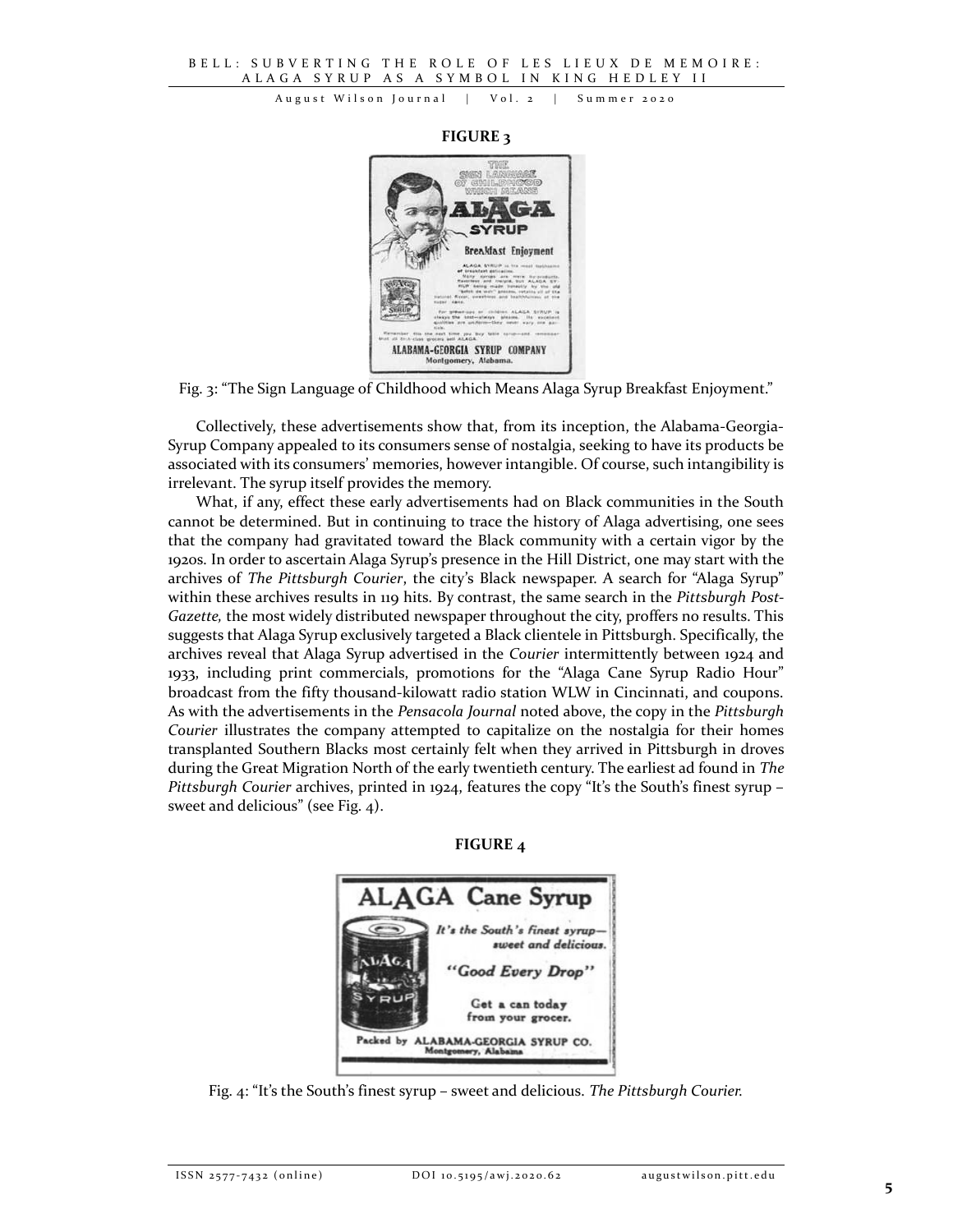**FIGURE 3**

Fig. 3: "The Sign Language of Childhood which Means Alaga Syrup Breakfast Enjoyment."

Collectively, these advertisements show that, from its inception, the Alabama-Georgia-Syrup Company appealed to its consumers sense of nostalgia, seeking to have its products be associated with its consumers' memories, however intangible. Of course, such intangibility is irrelevant. The syrup itself provides the memory.

What, if any, effect these early advertisements had on Black communities in the South cannot be determined. But in continuing to trace the history of Alaga advertising, one sees that the company had gravitated toward the Black community with a certain vigor by the 1920s. In order to ascertain Alaga Syrup's presence in the Hill District, one may start with the archives of *The Pittsburgh Courier*, the city's Black newspaper. A search for "Alaga Syrup" within these archives results in 119 hits. By contrast, the same search in the *Pittsburgh Post-Gazette,* the most widely distributed newspaper throughout the city, proffers no results. This suggests that Alaga Syrup exclusively targeted a Black clientele in Pittsburgh. Specifically, the archives reveal that Alaga Syrup advertised in the *Courier* intermittently between 1924 and 1933, including print commercials, promotions for the "Alaga Cane Syrup Radio Hour" broadcast from the fifty thousand-kilowatt radio station WLW in Cincinnati, and coupons. As with the advertisements in the *Pensacola Journal* noted above, the copy in the *Pittsburgh Courier* illustrates the company attempted to capitalize on the nostalgia for their homes transplanted Southern Blacks most certainly felt when they arrived in Pittsburgh in droves during the Great Migration North of the early twentieth century. The earliest ad found in *The Pittsburgh Courier* archives, printed in 1924, features the copy "It's the South's finest syrup – sweet and delicious" (see Fig. 4).

**FIGURE 4**

Fig. 4: "It's the South's finest syrup – sweet and delicious. *The Pittsburgh Courier.*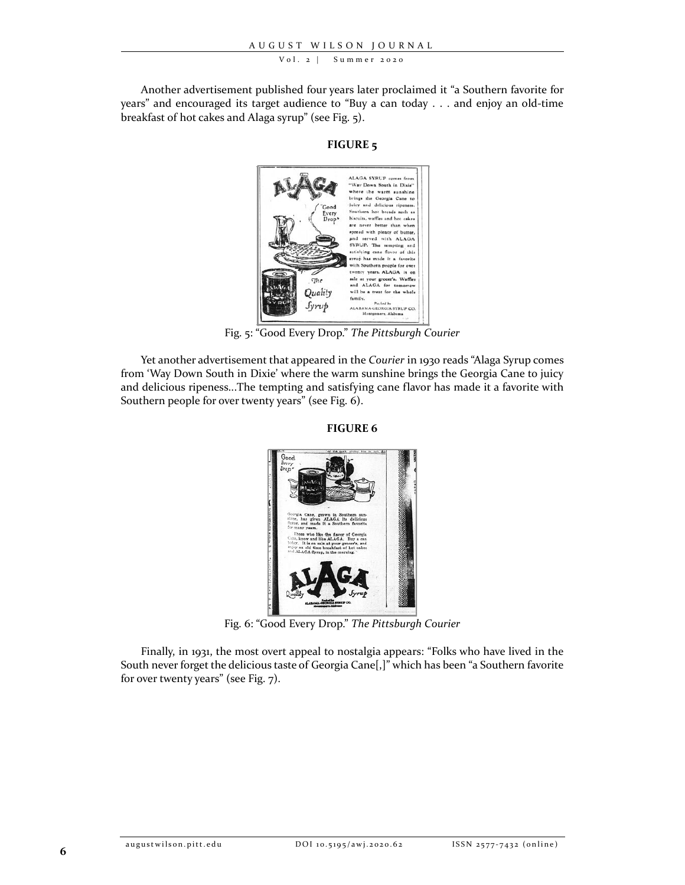Another advertisement published four years later proclaimed it "a Southern favorite for years" and encouraged its target audience to "Buy a can today . . . and enjoy an old-time breakfast of hot cakes and Alaga syrup" (see Fig. 5).

**FIGURE 5**

Fig. 5: "Good Every Drop." *The Pittsburgh Courier*

Yet another advertisement that appeared in the *Courier* in 1930 reads "Alaga Syrup comes from 'Way Down South in Dixie' where the warm sunshine brings the Georgia Cane to juicy and delicious ripeness...The tempting and satisfying cane flavor has made it a favorite with Southern people for over twenty years" (see Fig. 6).

**FIGURE 6**

Fig. 6: "Good Every Drop." *The Pittsburgh Courier*

Finally, in 1931, the most overt appeal to nostalgia appears: "Folks who have lived in the South never forget the delicious taste of Georgia Cane[,]" which has been "a Southern favorite for over twenty years" (see Fig. 7).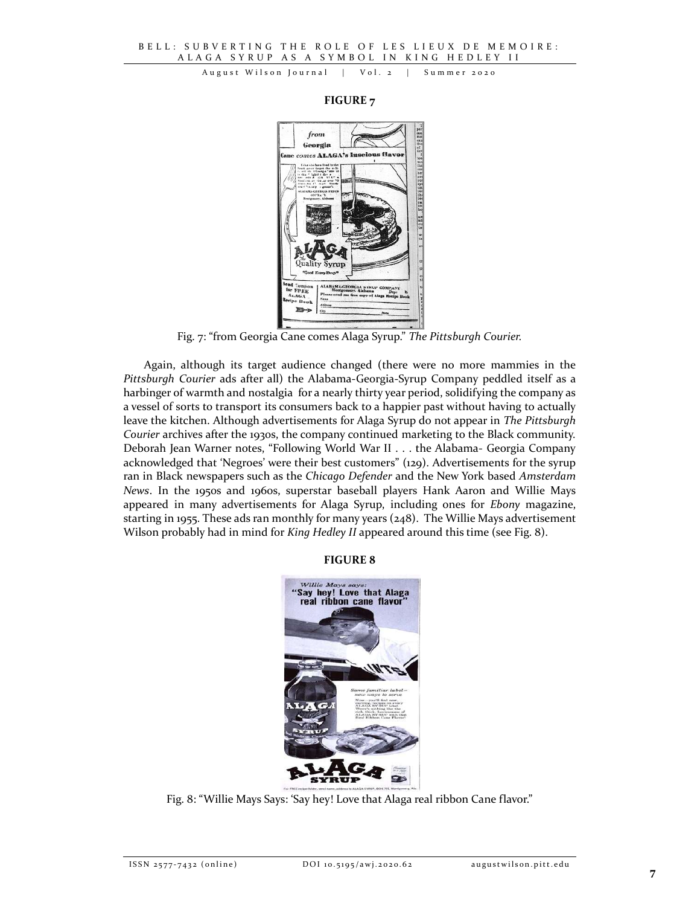**FIGURE 7**

Fig. 7: "from Georgia Cane comes Alaga Syrup." *The Pittsburgh Courier.*

Again, although its target audience changed (there were no more mammies in the *Pittsburgh Courier* ads after all) the Alabama-Georgia-Syrup Company peddled itself as a harbinger of warmth and nostalgia for a nearly thirty year period, solidifying the company as a vessel of sorts to transport its consumers back to a happier past without having to actually leave the kitchen. Although advertisements for Alaga Syrup do not appear in *The Pittsburgh Courier* archives after the 1930s, the company continued marketing to the Black community. Deborah Jean Warner notes, "Following World War II . . . the Alabama- Georgia Company acknowledged that 'Negroes' were their best customers" (129). Advertisements for the syrup ran in Black newspapers such as the *Chicago Defender* and the New York based *Amsterdam News*. In the 1950s and 1960s, superstar baseball players Hank Aaron and Willie Mays appeared in many advertisements for Alaga Syrup, including ones for *Ebony* magazine, starting in 1955. These ads ran monthly for many years (248). The Willie Mays advertisement Wilson probably had in mind for *King Hedley II* appeared around this time (see Fig. 8).

**FIGURE 8**

Fig. 8: "Willie Mays Says: 'Say hey! Love that Alaga real ribbon Cane flavor."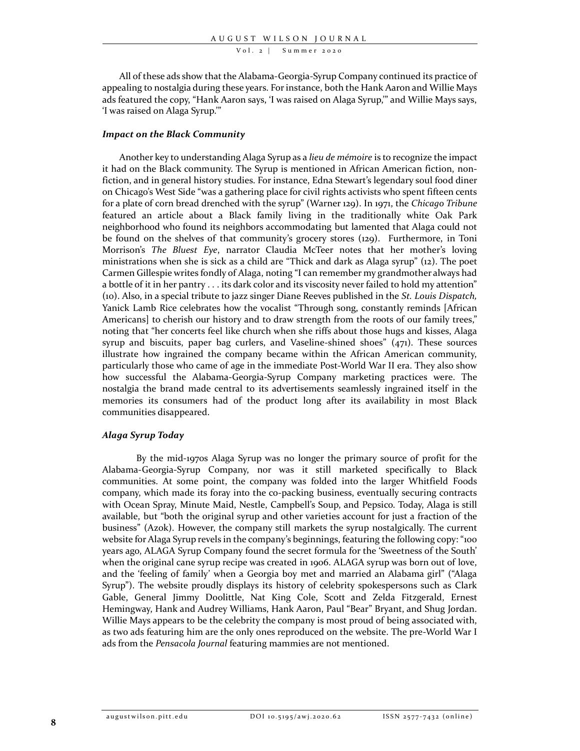All of these ads show that the Alabama-Georgia-Syrup Company continued its practice of appealing to nostalgia during these years. For instance, both the Hank Aaron and Willie Mays ads featured the copy, "Hank Aaron says, 'I was raised on Alaga Syrup,'" and Willie Mays says, 'I was raised on Alaga Syrup.'"

### *Impact on the Black Community*

Another key to understanding Alaga Syrup as a *lieu de mémoire* is to recognize the impact it had on the Black community. The Syrup is mentioned in African American fiction, non-fiction, and in general history studies. For instance, Edna Stewart's legendary soul food diner on Chicago's West Side "was a gathering place for civil rights activists who spent fifteen cents for a plate of corn bread drenched with the syrup" (Warner 129). In 1971, the *Chicago Tribune* featured an article about a Black family living in the traditionally white Oak Park neighborhood who found its neighbors accommodating but lamented that Alaga could not be found on the shelves of that community's grocery stores (129). Furthermore, in Toni Morrison's *The Bluest Eye*, narrator Claudia McTeer notes that her mother's loving ministrations when she is sick as a child are "Thick and dark as Alaga syrup" (12). The poet Carmen Gillespie writes fondly of Alaga, noting "I can remember my grandmother always had a bottle of it in her pantry . . . its dark color and its viscosity never failed to hold my attention" (10). Also, in a special tribute to jazz singer Diane Reeves published in the *St. Louis Dispatch,* Yanick Lamb Rice celebrates how the vocalist "Through song, constantly reminds [African Americans] to cherish our history and to draw strength from the roots of our family trees," noting that "her concerts feel like church when she riffs about those hugs and kisses, Alaga syrup and biscuits, paper bag curlers, and Vaseline-shined shoes" (471). These sources illustrate how ingrained the company became within the African American community, particularly those who came of age in the immediate Post-World War II era. They also show how successful the Alabama-Georgia-Syrup Company marketing practices were. The nostalgia the brand made central to its advertisements seamlessly ingrained itself in the memories its consumers had of the product long after its availability in most Black communities disappeared.

### *Alaga Syrup Today*

By the mid-1970s Alaga Syrup was no longer the primary source of profit for the Alabama-Georgia-Syrup Company, nor was it still marketed specifically to Black communities. At some point, the company was folded into the larger Whitfield Foods company, which made its foray into the co-packing business, eventually securing contracts with Ocean Spray, Minute Maid, Nestle, Campbell's Soup, and Pepsico. Today, Alaga is still available, but "both the original syrup and other varieties account for just a fraction of the business" (Azok). However, the company still markets the syrup nostalgically. The current website for Alaga Syrup revels in the company's beginnings, featuring the following copy: "100 years ago, ALAGA Syrup Company found the secret formula for the 'Sweetness of the South' when the original cane syrup recipe was created in 1906. ALAGA syrup was born out of love, and the 'feeling of family' when a Georgia boy met and married an Alabama girl" ("Alaga Syrup"). The website proudly displays its history of celebrity spokespersons such as Clark Gable, General Jimmy Doolittle, Nat King Cole, Scott and Zelda Fitzgerald, Ernest Hemingway, Hank and Audrey Williams, Hank Aaron, Paul "Bear" Bryant, and Shug Jordan. Willie Mays appears to be the celebrity the company is most proud of being associated with, as two ads featuring him are the only ones reproduced on the website. The pre-World War I ads from the *Pensacola Journal* featuring mammies are not mentioned.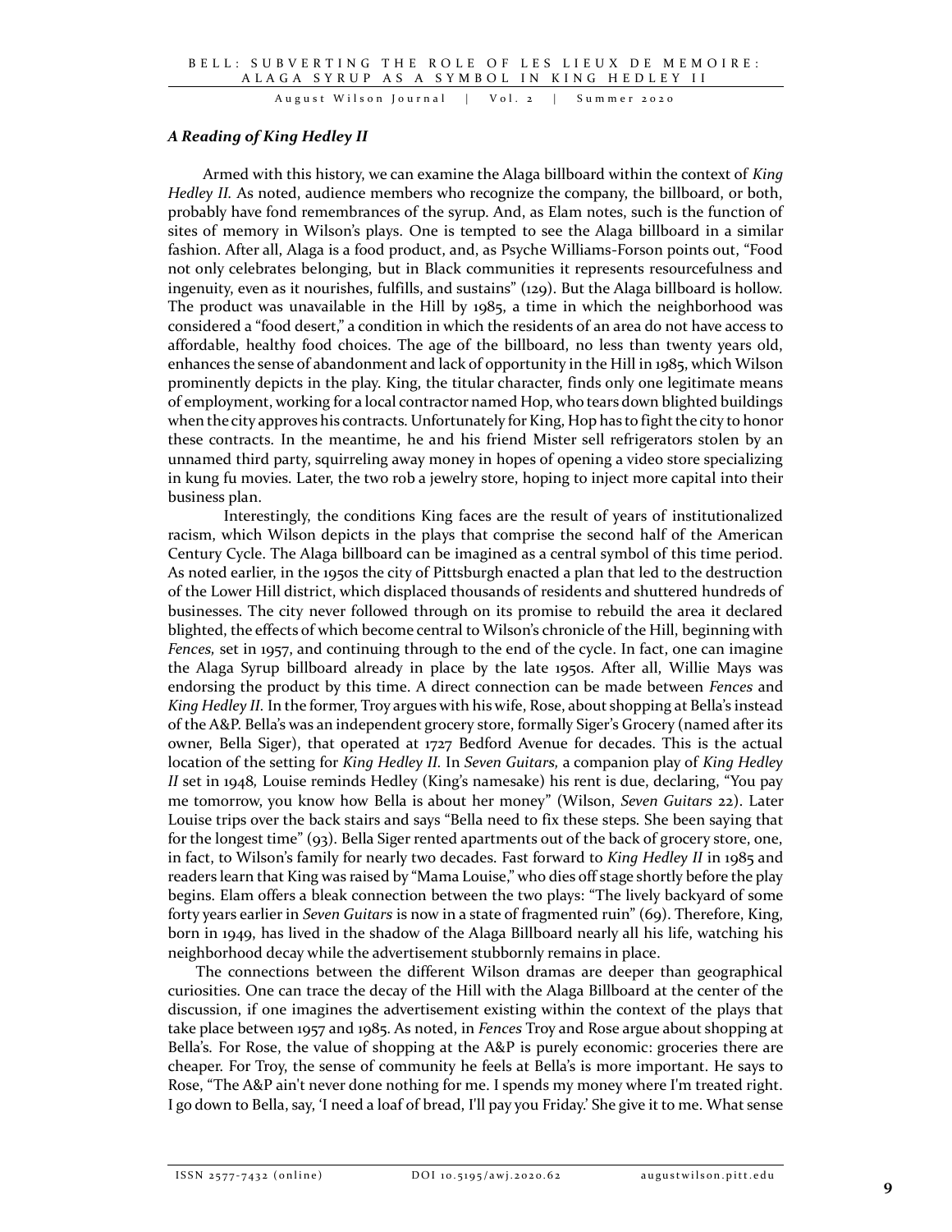### *A Reading of King Hedley II*

Armed with this history, we can examine the Alaga billboard within the context of *King Hedley II.* As noted, audience members who recognize the company, the billboard, or both, probably have fond remembrances of the syrup. And, as Elam notes, such is the function of sites of memory in Wilson's plays. One is tempted to see the Alaga billboard in a similar fashion. After all, Alaga is a food product, and, as Psyche Williams-Forson points out, "Food not only celebrates belonging, but in Black communities it represents resourcefulness and ingenuity, even as it nourishes, fulfills, and sustains" (129). But the Alaga billboard is hollow. The product was unavailable in the Hill by 1985, a time in which the neighborhood was considered a "food desert," a condition in which the residents of an area do not have access to affordable, healthy food choices. The age of the billboard, no less than twenty years old, enhances the sense of abandonment and lack of opportunity in the Hill in 1985, which Wilson prominently depicts in the play. King, the titular character, finds only one legitimate means of employment, working for a local contractor named Hop, who tears down blighted buildings when the city approves his contracts. Unfortunately for King, Hop has to fight the city to honor these contracts. In the meantime, he and his friend Mister sell refrigerators stolen by an unnamed third party, squirreling away money in hopes of opening a video store specializing in kung fu movies. Later, the two rob a jewelry store, hoping to inject more capital into their business plan.

Interestingly, the conditions King faces are the result of years of institutionalized racism, which Wilson depicts in the plays that comprise the second half of the American Century Cycle. The Alaga billboard can be imagined as a central symbol of this time period. As noted earlier, in the 1950s the city of Pittsburgh enacted a plan that led to the destruction of the Lower Hill district, which displaced thousands of residents and shuttered hundreds of businesses. The city never followed through on its promise to rebuild the area it declared blighted, the effects of which become central to Wilson's chronicle of the Hill, beginning with *Fences,* set in 1957, and continuing through to the end of the cycle. In fact, one can imagine the Alaga Syrup billboard already in place by the late 1950s. After all, Willie Mays was endorsing the product by this time. A direct connection can be made between *Fences* and *King Hedley II.* In the former, Troy argues with his wife, Rose, about shopping at Bella's instead of the A&P. Bella's was an independent grocery store, formally Siger's Grocery (named after its owner, Bella Siger), that operated at 1727 Bedford Avenue for decades. This is the actual location of the setting for *King Hedley II.* In *Seven Guitars,* a companion play of *King Hedley II* set in 1948*,* Louise reminds Hedley (King's namesake) his rent is due, declaring, "You pay me tomorrow, you know how Bella is about her money" (Wilson, *Seven Guitars* 22). Later Louise trips over the back stairs and says "Bella need to fix these steps. She been saying that for the longest time" (93). Bella Siger rented apartments out of the back of grocery store, one, in fact, to Wilson's family for nearly two decades. Fast forward to *King Hedley II* in 1985 and readers learn that King was raised by "Mama Louise," who dies off stage shortly before the play begins. Elam offers a bleak connection between the two plays: "The lively backyard of some forty years earlier in *Seven Guitars* is now in a state of fragmented ruin" (69). Therefore, King, born in 1949, has lived in the shadow of the Alaga Billboard nearly all his life, watching his neighborhood decay while the advertisement stubbornly remains in place.

The connections between the different Wilson dramas are deeper than geographical curiosities. One can trace the decay of the Hill with the Alaga Billboard at the center of the discussion, if one imagines the advertisement existing within the context of the plays that take place between 1957 and 1985. As noted, in *Fences* Troy and Rose argue about shopping at Bella's. For Rose, the value of shopping at the A&P is purely economic: groceries there are cheaper. For Troy, the sense of community he feels at Bella's is more important. He says to Rose, "The A&P ain't never done nothing for me. I spends my money where I'm treated right. I go down to Bella, say, 'I need a loaf of bread, I'll pay you Friday.' She give it to me. What sense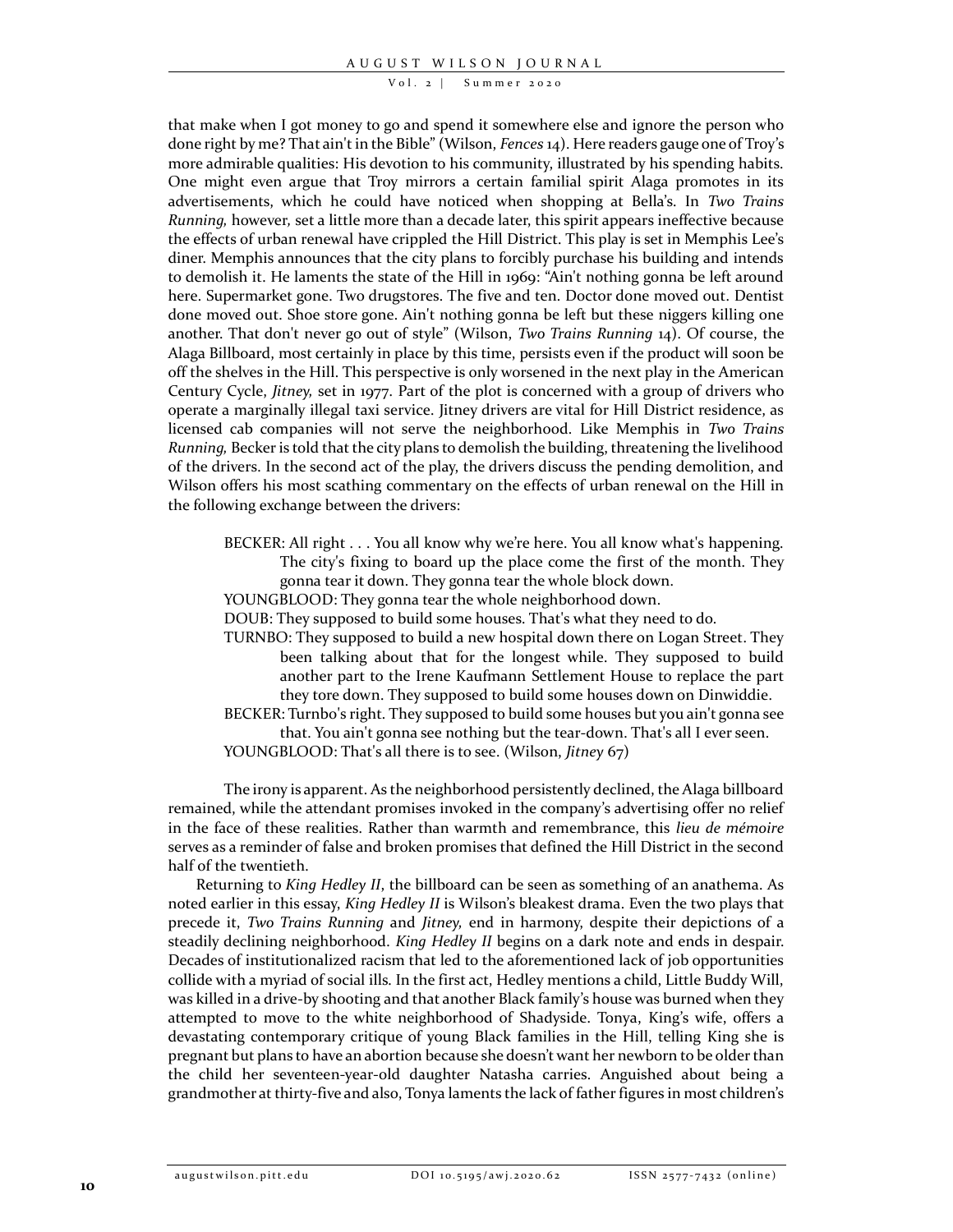that make when I got money to go and spend it somewhere else and ignore the person who done right by me? That ain't in the Bible" (Wilson, *Fences* 14). Here readers gauge one of Troy's more admirable qualities: His devotion to his community, illustrated by his spending habits. One might even argue that Troy mirrors a certain familial spirit Alaga promotes in its advertisements, which he could have noticed when shopping at Bella's. In *Two Trains Running,* however, set a little more than a decade later, this spirit appears ineffective because the effects of urban renewal have crippled the Hill District. This play is set in Memphis Lee's diner. Memphis announces that the city plans to forcibly purchase his building and intends to demolish it. He laments the state of the Hill in 1969: "Ain't nothing gonna be left around here. Supermarket gone. Two drugstores. The five and ten. Doctor done moved out. Dentist done moved out. Shoe store gone. Ain't nothing gonna be left but these niggers killing one another. That don't never go out of style" (Wilson, *Two Trains Running* 14). Of course, the Alaga Billboard, most certainly in place by this time, persists even if the product will soon be off the shelves in the Hill. This perspective is only worsened in the next play in the American Century Cycle, *Jitney,* set in 1977. Part of the plot is concerned with a group of drivers who operate a marginally illegal taxi service. Jitney drivers are vital for Hill District residence, as licensed cab companies will not serve the neighborhood. Like Memphis in *Two Trains Running,* Becker is told that the city plans to demolish the building, threatening the livelihood of the drivers. In the second act of the play, the drivers discuss the pending demolition, and Wilson offers his most scathing commentary on the effects of urban renewal on the Hill in the following exchange between the drivers:

> BECKER: All right . . . You all know why we're here. You all know what's happening. The city's fixing to board up the place come the first of the month. They gonna tear it down. They gonna tear the whole block down.
>
> YOUNGBLOOD: They gonna tear the whole neighborhood down.
>
> DOUB: They supposed to build some houses. That's what they need to do.
>
> TURNBO: They supposed to build a new hospital down there on Logan Street. They been talking about that for the longest while. They supposed to build another part to the Irene Kaufmann Settlement House to replace the part they tore down. They supposed to build some houses down on Dinwiddie.
>
> BECKER: Turnbo's right. They supposed to build some houses but you ain't gonna see that. You ain't gonna see nothing but the tear-down. That's all I ever seen.
>
> YOUNGBLOOD: That's all there is to see. (Wilson, *Jitney* 67)

The irony is apparent. As the neighborhood persistently declined, the Alaga billboard remained, while the attendant promises invoked in the company's advertising offer no relief in the face of these realities. Rather than warmth and remembrance, this *lieu de mémoire* serves as a reminder of false and broken promises that defined the Hill District in the second half of the twentieth.

Returning to *King Hedley II*, the billboard can be seen as something of an anathema. As noted earlier in this essay, *King Hedley II* is Wilson's bleakest drama. Even the two plays that precede it, *Two Trains Running* and *Jitney,* end in harmony, despite their depictions of a steadily declining neighborhood. *King Hedley II* begins on a dark note and ends in despair. Decades of institutionalized racism that led to the aforementioned lack of job opportunities collide with a myriad of social ills. In the first act, Hedley mentions a child, Little Buddy Will, was killed in a drive-by shooting and that another Black family's house was burned when they attempted to move to the white neighborhood of Shadyside. Tonya, King's wife, offers a devastating contemporary critique of young Black families in the Hill, telling King she is pregnant but plans to have an abortion because she doesn't want her newborn to be older than the child her seventeen-year-old daughter Natasha carries. Anguished about being a grandmother at thirty-five and also, Tonya laments the lack of father figures in most children's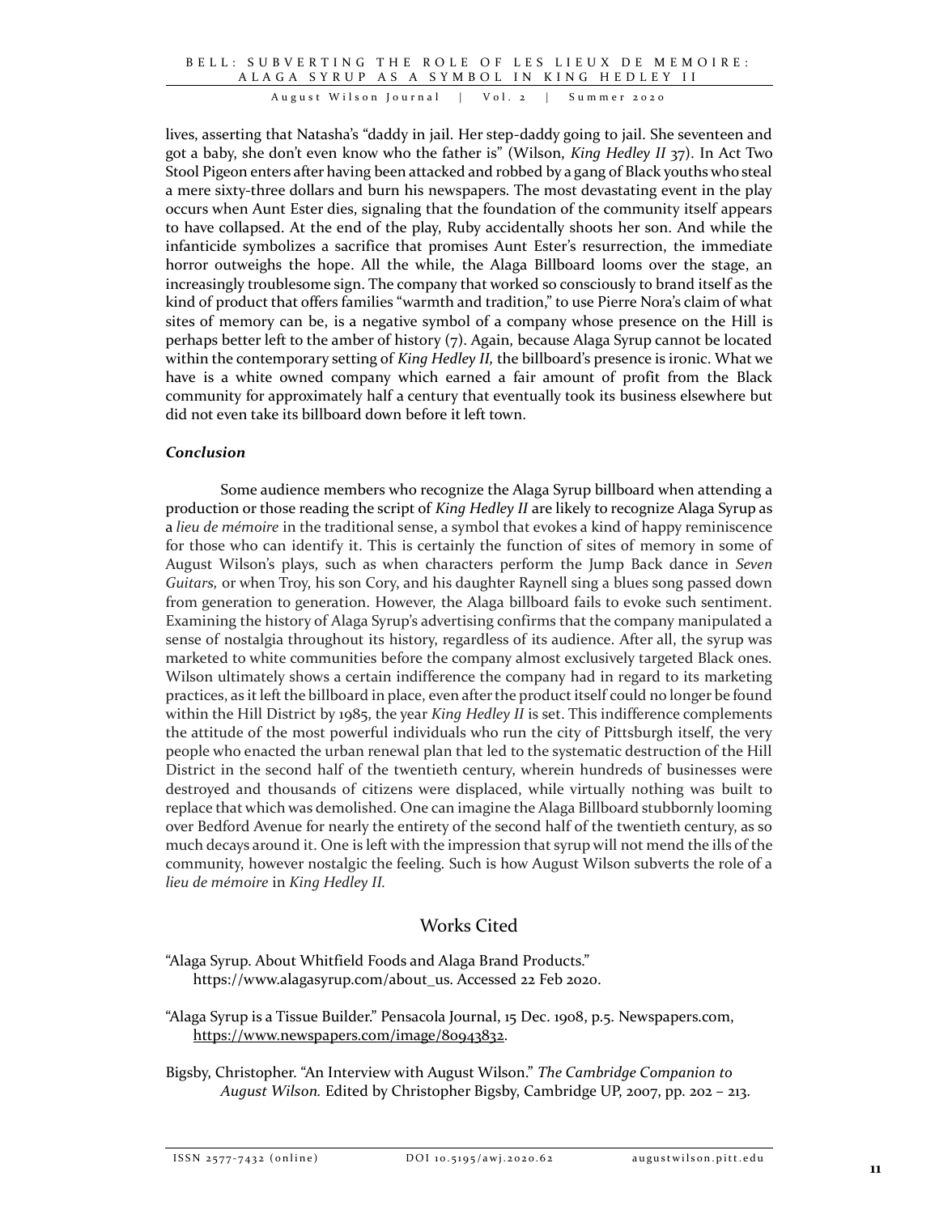lives, asserting that Natasha's "daddy in jail. Her step-daddy going to jail. She seventeen and got a baby, she don't even know who the father is" (Wilson, *King Hedley II* 37). In Act Two Stool Pigeon enters after having been attacked and robbed by a gang of Black youths who steal a mere sixty-three dollars and burn his newspapers. The most devastating event in the play occurs when Aunt Ester dies, signaling that the foundation of the community itself appears to have collapsed. At the end of the play, Ruby accidentally shoots her son. And while the infanticide symbolizes a sacrifice that promises Aunt Ester's resurrection, the immediate horror outweighs the hope. All the while, the Alaga Billboard looms over the stage, an increasingly troublesome sign. The company that worked so consciously to brand itself as the kind of product that offers families "warmth and tradition," to use Pierre Nora's claim of what sites of memory can be, is a negative symbol of a company whose presence on the Hill is perhaps better left to the amber of history (7). Again, because Alaga Syrup cannot be located within the contemporary setting of *King Hedley II,* the billboard's presence is ironic. What we have is a white owned company which earned a fair amount of profit from the Black community for approximately half a century that eventually took its business elsewhere but did not even take its billboard down before it left town.

### *Conclusion*

Some audience members who recognize the Alaga Syrup billboard when attending a production or those reading the script of *King Hedley II* are likely to recognize Alaga Syrup as a *lieu de mémoire* in the traditional sense, a symbol that evokes a kind of happy reminiscence for those who can identify it. This is certainly the function of sites of memory in some of August Wilson's plays, such as when characters perform the Jump Back dance in *Seven Guitars,* or when Troy, his son Cory, and his daughter Raynell sing a blues song passed down from generation to generation. However, the Alaga billboard fails to evoke such sentiment. Examining the history of Alaga Syrup's advertising confirms that the company manipulated a sense of nostalgia throughout its history, regardless of its audience. After all, the syrup was marketed to white communities before the company almost exclusively targeted Black ones. Wilson ultimately shows a certain indifference the company had in regard to its marketing practices, as it left the billboard in place, even after the product itself could no longer be found within the Hill District by 1985, the year *King Hedley II* is set. This indifference complements the attitude of the most powerful individuals who run the city of Pittsburgh itself, the very people who enacted the urban renewal plan that led to the systematic destruction of the Hill District in the second half of the twentieth century, wherein hundreds of businesses were destroyed and thousands of citizens were displaced, while virtually nothing was built to replace that which was demolished. One can imagine the Alaga Billboard stubbornly looming over Bedford Avenue for nearly the entirety of the second half of the twentieth century, as so much decays around it. One is left with the impression that syrup will not mend the ills of the community, however nostalgic the feeling. Such is how August Wilson subverts the role of a *lieu de mémoire* in *King Hedley II.*

## Works Cited

"Alaga Syrup. About Whitfield Foods and Alaga Brand Products." https://www.alagasyrup.com/about_us. Accessed 22 Feb 2020.

"Alaga Syrup is a Tissue Builder." Pensacola Journal, 15 Dec. 1908, p.5. Newspapers.com, https://www.newspapers.com/image/80943832.

Bigsby, Christopher. "An Interview with August Wilson." *The Cambridge Companion to August Wilson.* Edited by Christopher Bigsby, Cambridge UP, 2007, pp. 202 – 213.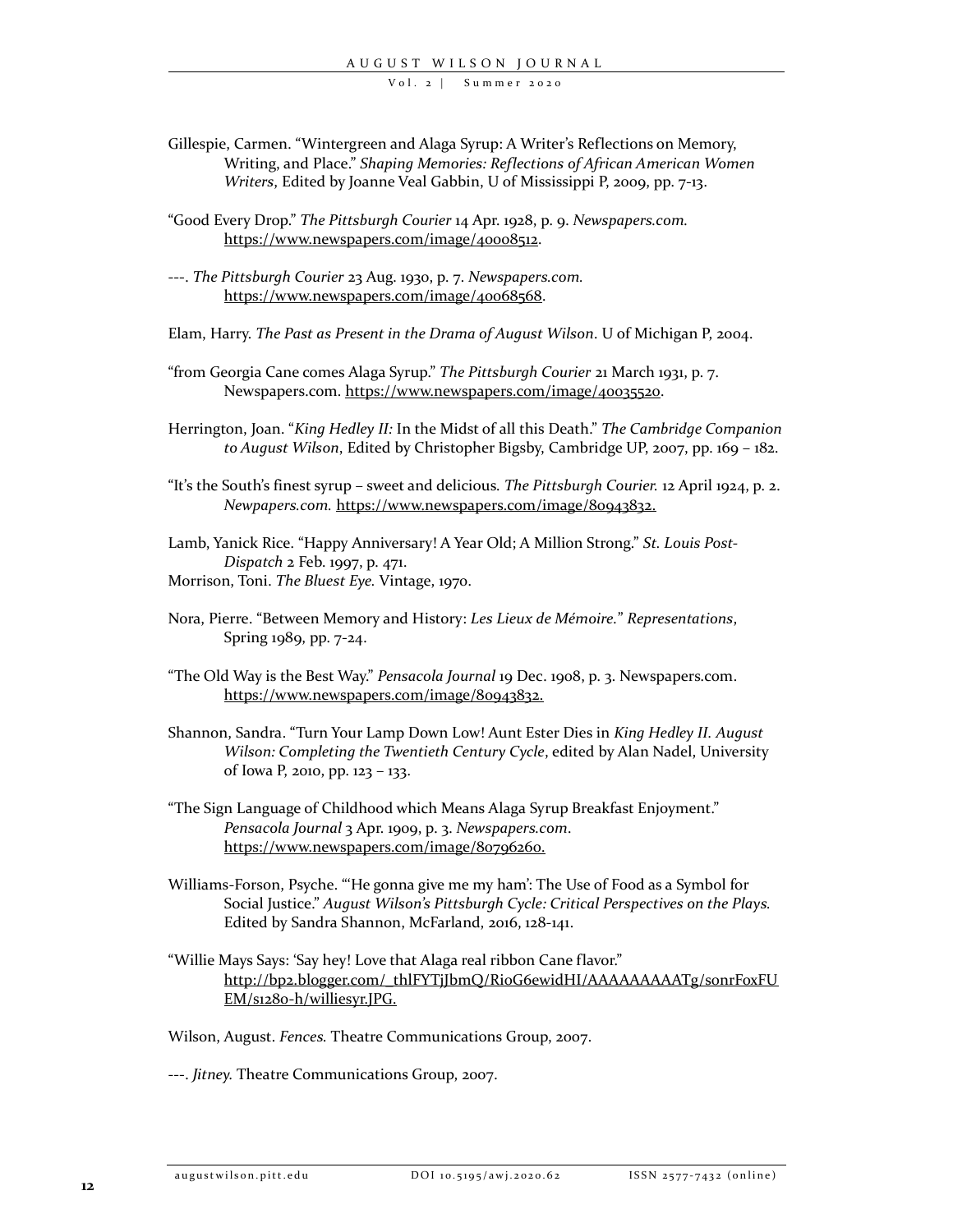Gillespie, Carmen. "Wintergreen and Alaga Syrup: A Writer's Reflections on Memory, Writing, and Place." *Shaping Memories: Reflections of African American Women Writers*, Edited by Joanne Veal Gabbin, U of Mississippi P, 2009, pp. 7-13.

"Good Every Drop." *The Pittsburgh Courier* 14 Apr. 1928, p. 9. *Newspapers.com.* https://www.newspapers.com/image/40008512.

---. *The Pittsburgh Courier* 23 Aug. 1930, p. 7. *Newspapers.com.* https://www.newspapers.com/image/40068568.

Elam, Harry. *The Past as Present in the Drama of August Wilson*. U of Michigan P, 2004.

"from Georgia Cane comes Alaga Syrup." *The Pittsburgh Courier* 21 March 1931, p. 7. Newspapers.com. https://www.newspapers.com/image/40035520.

Herrington, Joan. "*King Hedley II:* In the Midst of all this Death." *The Cambridge Companion to August Wilson*, Edited by Christopher Bigsby, Cambridge UP, 2007, pp. 169 – 182.

"It's the South's finest syrup – sweet and delicious. *The Pittsburgh Courier.* 12 April 1924, p. 2. *Newpapers.com.* https://www.newspapers.com/image/80943832.

Lamb, Yanick Rice. "Happy Anniversary! A Year Old; A Million Strong." *St. Louis Post-Dispatch* 2 Feb. 1997, p. 471.

Morrison, Toni. *The Bluest Eye.* Vintage, 1970.

Nora, Pierre. "Between Memory and History: *Les Lieux de Mémoire.*" *Representations*, Spring 1989, pp. 7-24.

"The Old Way is the Best Way." *Pensacola Journal* 19 Dec. 1908, p. 3. Newspapers.com. https://www.newspapers.com/image/80943832.

Shannon, Sandra. "Turn Your Lamp Down Low! Aunt Ester Dies in *King Hedley II. August Wilson: Completing the Twentieth Century Cycle*, edited by Alan Nadel, University of Iowa P, 2010, pp. 123 – 133.

"The Sign Language of Childhood which Means Alaga Syrup Breakfast Enjoyment." *Pensacola Journal* 3 Apr. 1909, p. 3. *Newspapers.com*. https://www.newspapers.com/image/80796260.

Williams-Forson, Psyche. "'He gonna give me my ham': The Use of Food as a Symbol for Social Justice." *August Wilson's Pittsburgh Cycle: Critical Perspectives on the Plays.* Edited by Sandra Shannon, McFarland, 2016, 128-141.

"Willie Mays Says: 'Say hey! Love that Alaga real ribbon Cane flavor." http://bp2.blogger.com/_thlFYTjJbmQ/R1oG6ewidHI/AAAAAAAAATg/sonrFoxFUEM/s1280-h/williesyr.JPG.

Wilson, August. *Fences.* Theatre Communications Group, 2007.

---. *Jitney.* Theatre Communications Group, 2007.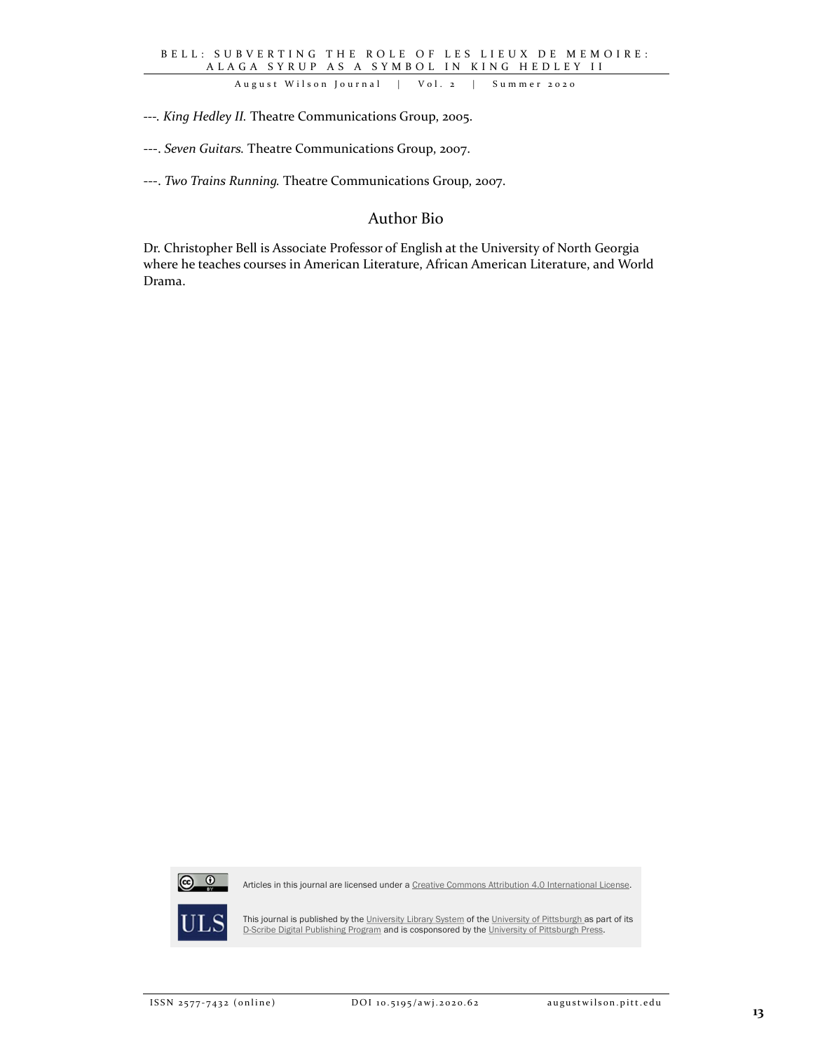---. *King Hedley II.* Theatre Communications Group, 2005.

---. *Seven Guitars.* Theatre Communications Group, 2007.

---. *Two Trains Running.* Theatre Communications Group, 2007.

## Author Bio

Dr. Christopher Bell is Associate Professor of English at the University of North Georgia where he teaches courses in American Literature, African American Literature, and World Drama.

Articles in this journal are licensed under a Creative Commons Attribution 4.0 International License.

This journal is published by the University Library System of the University of Pittsburgh as part of its D-Scribe Digital Publishing Program and is cosponsored by the University of Pittsburgh Press.

ISSN 2577-7432 (online) DOI 10.5195/awj.2020.62 augustwilson.pitt.edu